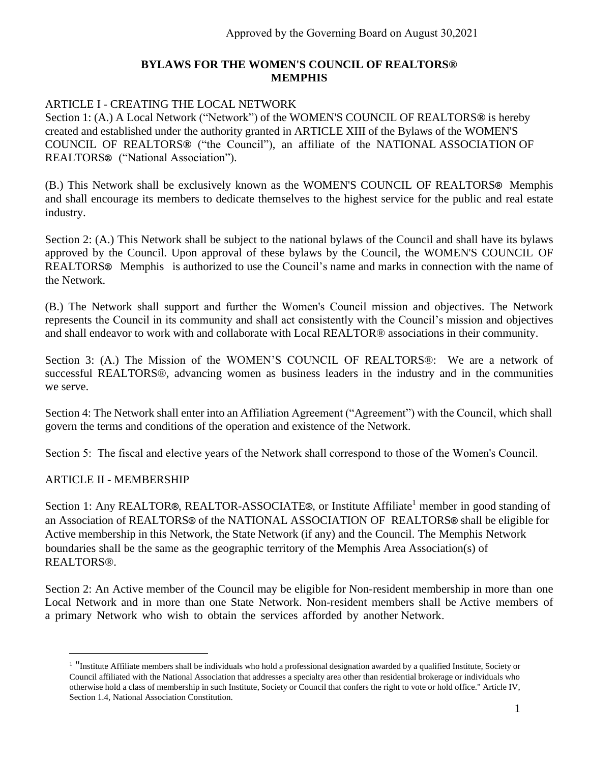Approved by the Governing Board on August 30,2021

# BYLAWS FOR THE WOMEN'S COUNCIL OF REALTORS® MEMPHIS

## ARTICLE I - CREATING THE LOCAL NETWORK

Section 1: (A.) A Local Network ("Network") of the WOMEN'S COUNCIL OF REALTORS® is hereby created and established under the authority granted in ARTICLE XIII of the Bylaws of the WOMEN'S COUNCIL OF REALTORS® ("the Council"), an affiliate of the NATIONAL ASSOCIATION OF REALTORS® ("National Association").

(B.) This Network shall be exclusively known as the WOMEN'S COUNCIL OF REALTORS® Memphis and shall encourage its members to dedicate themselves to the highest service for the public and real estate industry.

Section 2: (A.) This Network shall be subject to the national bylaws of the Council and shall have its bylaws approved by the Council. Upon approval of these bylaws by the Council, the WOMEN'S COUNCIL OF REALTORS® Memphis is authorized to use the Council's name and marks in connection with the name of the Network.

(B.) The Network shall support and further the Women's Council mission and objectives. The Network represents the Council in its community and shall act consistently with the Council's mission and objectives and shall endeavor to work with and collaborate with Local REALTOR® associations in their community.

Section 3: (A.) The Mission of the WOMEN'S COUNCIL OF REALTORS®: We are a network of successful REALTORS®, advancing women as business leaders in the industry and in the communities we serve.

Section 4: The Network shall enter into an Affiliation Agreement ("Agreement") with the Council, which shall govern the terms and conditions of the operation and existence of the Network.

Section 5: The fiscal and elective years of the Network shall correspond to those of the Women's Council.

## ARTICLE II - MEMBERSHIP

Section 1: Any REALTOR®, REALTOR-ASSOCIATE®, or Institute Affiliate[1] member in good standing of an Association of REALTORS® of the NATIONAL ASSOCIATION OF REALTORS® shall be eligible for Active membership in this Network, the State Network (if any) and the Council. The Memphis Network boundaries shall be the same as the geographic territory of the Memphis Area Association(s) of REALTORS®.

Section 2: An Active member of the Council may be eligible for Non-resident membership in more than one Local Network and in more than one State Network. Non-resident members shall be Active members of a primary Network who wish to obtain the services afforded by another Network.

---

[1] "Institute Affiliate members shall be individuals who hold a professional designation awarded by a qualified Institute, Society or Council affiliated with the National Association that addresses a specialty area other than residential brokerage or individuals who otherwise hold a class of membership in such Institute, Society or Council that confers the right to vote or hold office." Article IV, Section 1.4, National Association Constitution.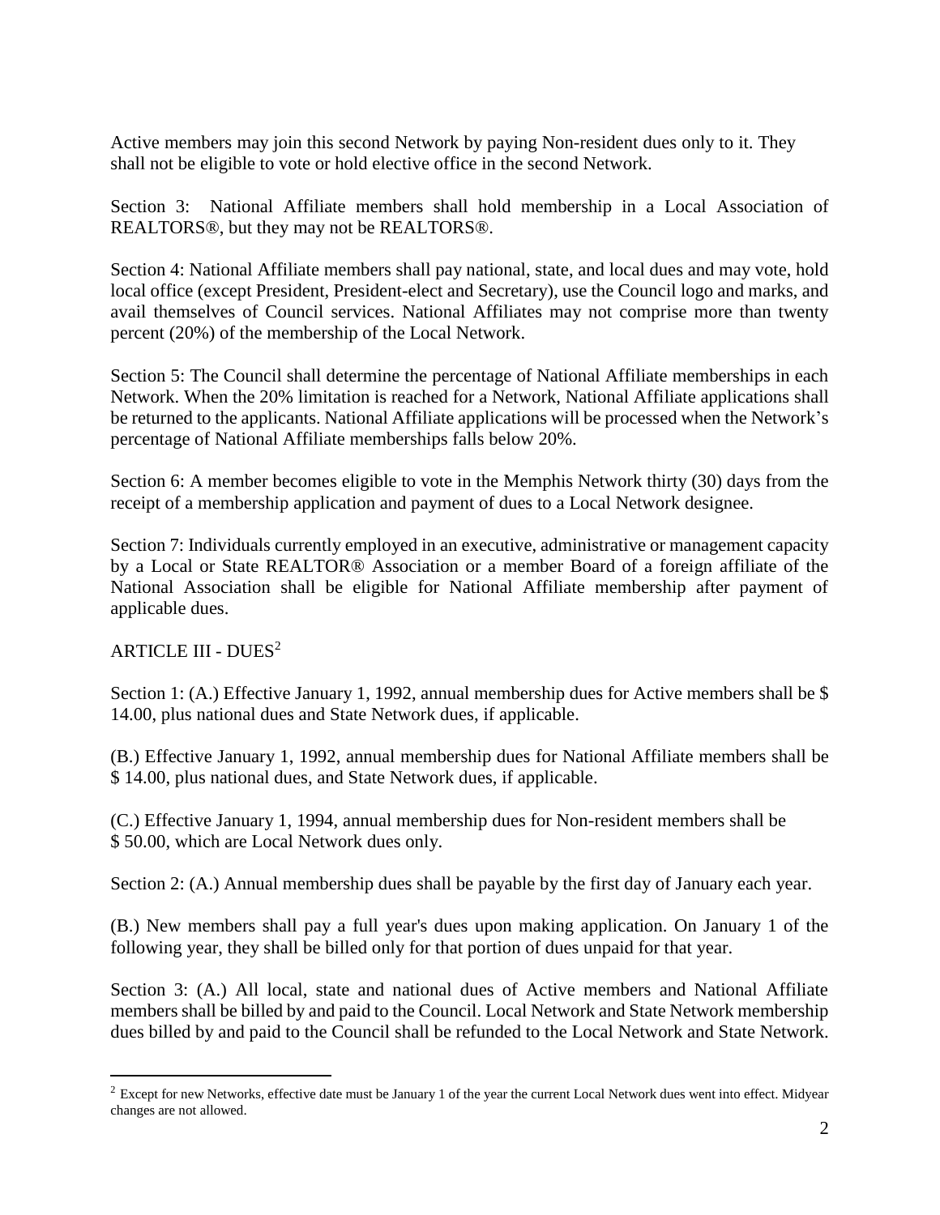Active members may join this second Network by paying Non-resident dues only to it. They shall not be eligible to vote or hold elective office in the second Network.

Section 3: National Affiliate members shall hold membership in a Local Association of REALTORS®, but they may not be REALTORS®.

Section 4: National Affiliate members shall pay national, state, and local dues and may vote, hold local office (except President, President-elect and Secretary), use the Council logo and marks, and avail themselves of Council services. National Affiliates may not comprise more than twenty percent (20%) of the membership of the Local Network.

Section 5: The Council shall determine the percentage of National Affiliate memberships in each Network. When the 20% limitation is reached for a Network, National Affiliate applications shall be returned to the applicants. National Affiliate applications will be processed when the Network's percentage of National Affiliate memberships falls below 20%.

Section 6: A member becomes eligible to vote in the Memphis Network thirty (30) days from the receipt of a membership application and payment of dues to a Local Network designee.

Section 7: Individuals currently employed in an executive, administrative or management capacity by a Local or State REALTOR® Association or a member Board of a foreign affiliate of the National Association shall be eligible for National Affiliate membership after payment of applicable dues.

## ARTICLE III - DUES[2]

Section 1: (A.) Effective January 1, 1992, annual membership dues for Active members shall be $ 14.00, plus national dues and State Network dues, if applicable.

(B.) Effective January 1, 1992, annual membership dues for National Affiliate members shall be $ 14.00, plus national dues, and State Network dues, if applicable.

(C.) Effective January 1, 1994, annual membership dues for Non-resident members shall be $ 50.00, which are Local Network dues only.

Section 2: (A.) Annual membership dues shall be payable by the first day of January each year.

(B.) New members shall pay a full year's dues upon making application. On January 1 of the following year, they shall be billed only for that portion of dues unpaid for that year.

Section 3: (A.) All local, state and national dues of Active members and National Affiliate members shall be billed by and paid to the Council. Local Network and State Network membership dues billed by and paid to the Council shall be refunded to the Local Network and State Network.

---

[2] Except for new Networks, effective date must be January 1 of the year the current Local Network dues went into effect. Midyear changes are not allowed.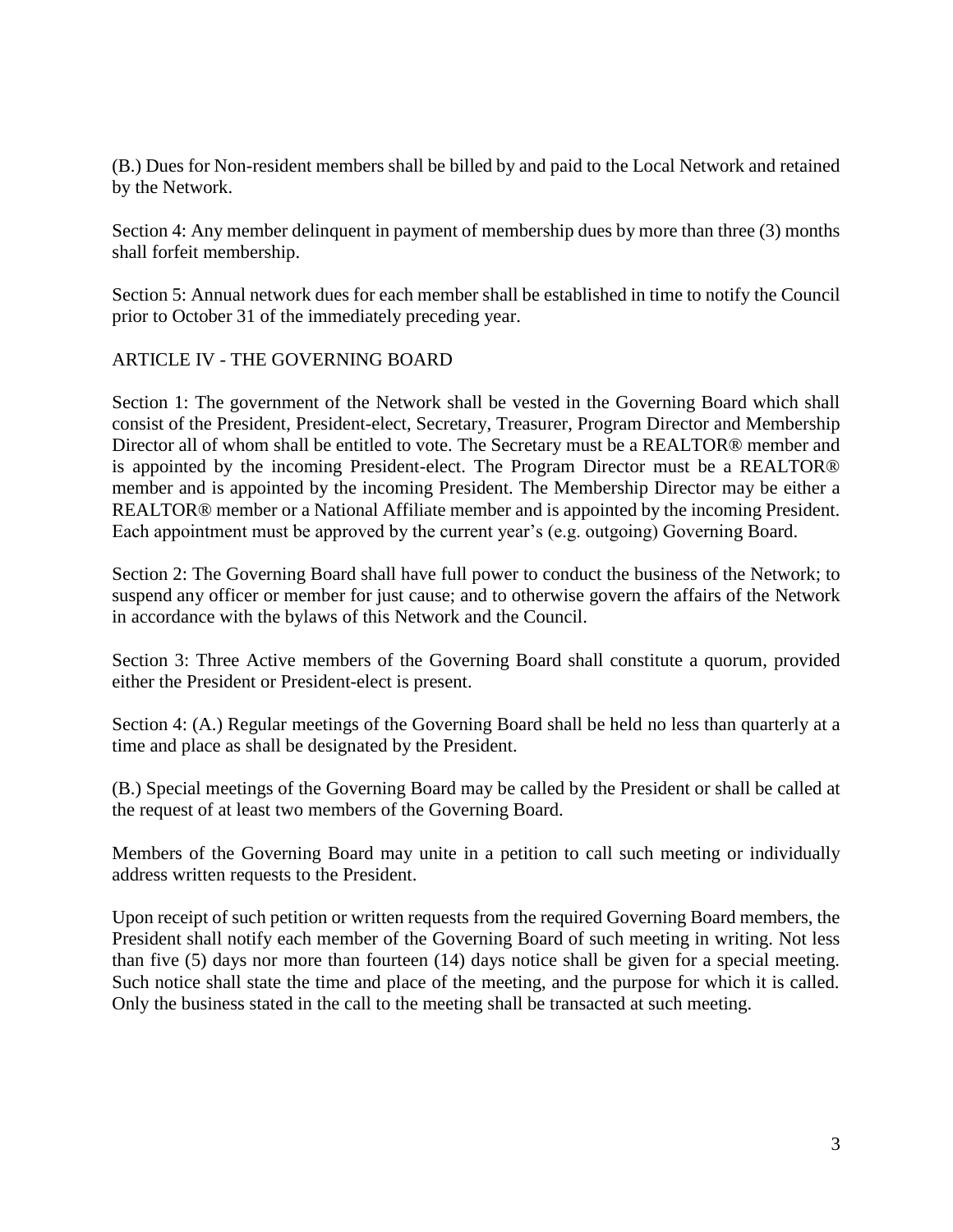(B.) Dues for Non-resident members shall be billed by and paid to the Local Network and retained by the Network.

Section 4: Any member delinquent in payment of membership dues by more than three (3) months shall forfeit membership.

Section 5: Annual network dues for each member shall be established in time to notify the Council prior to October 31 of the immediately preceding year.

## ARTICLE IV - THE GOVERNING BOARD

Section 1: The government of the Network shall be vested in the Governing Board which shall consist of the President, President-elect, Secretary, Treasurer, Program Director and Membership Director all of whom shall be entitled to vote. The Secretary must be a REALTOR® member and is appointed by the incoming President-elect. The Program Director must be a REALTOR® member and is appointed by the incoming President. The Membership Director may be either a REALTOR® member or a National Affiliate member and is appointed by the incoming President. Each appointment must be approved by the current year's (e.g. outgoing) Governing Board.

Section 2: The Governing Board shall have full power to conduct the business of the Network; to suspend any officer or member for just cause; and to otherwise govern the affairs of the Network in accordance with the bylaws of this Network and the Council.

Section 3: Three Active members of the Governing Board shall constitute a quorum, provided either the President or President-elect is present.

Section 4: (A.) Regular meetings of the Governing Board shall be held no less than quarterly at a time and place as shall be designated by the President.

(B.) Special meetings of the Governing Board may be called by the President or shall be called at the request of at least two members of the Governing Board.

Members of the Governing Board may unite in a petition to call such meeting or individually address written requests to the President.

Upon receipt of such petition or written requests from the required Governing Board members, the President shall notify each member of the Governing Board of such meeting in writing. Not less than five (5) days nor more than fourteen (14) days notice shall be given for a special meeting. Such notice shall state the time and place of the meeting, and the purpose for which it is called. Only the business stated in the call to the meeting shall be transacted at such meeting.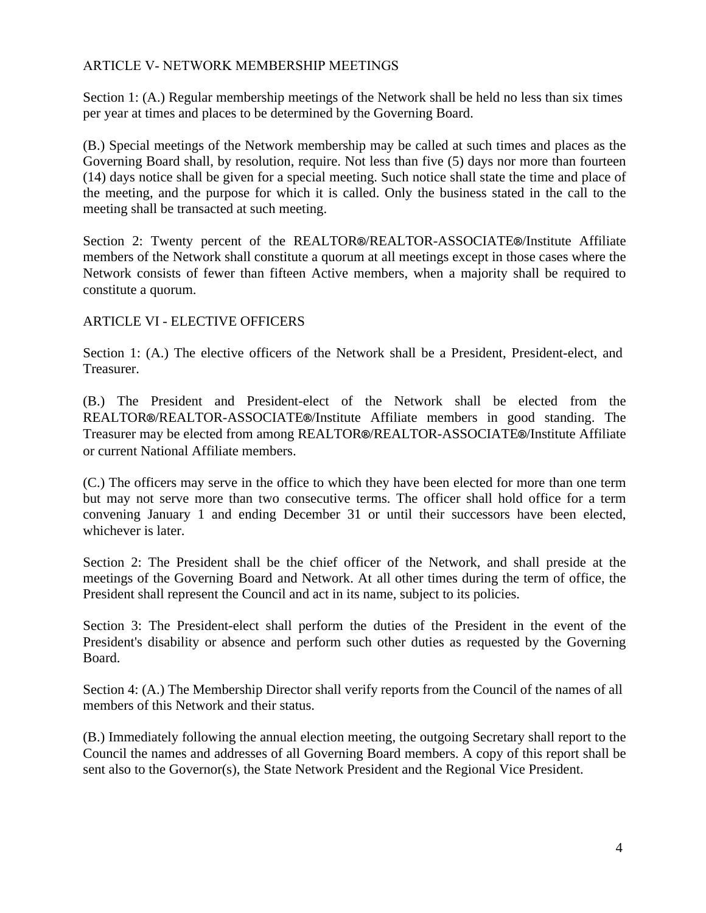## ARTICLE V- NETWORK MEMBERSHIP MEETINGS

Section 1: (A.) Regular membership meetings of the Network shall be held no less than six times per year at times and places to be determined by the Governing Board.

(B.) Special meetings of the Network membership may be called at such times and places as the Governing Board shall, by resolution, require. Not less than five (5) days nor more than fourteen (14) days notice shall be given for a special meeting. Such notice shall state the time and place of the meeting, and the purpose for which it is called. Only the business stated in the call to the meeting shall be transacted at such meeting.

Section 2: Twenty percent of the REALTOR®/REALTOR-ASSOCIATE®/Institute Affiliate members of the Network shall constitute a quorum at all meetings except in those cases where the Network consists of fewer than fifteen Active members, when a majority shall be required to constitute a quorum.

## ARTICLE VI - ELECTIVE OFFICERS

Section 1: (A.) The elective officers of the Network shall be a President, President-elect, and Treasurer.

(B.) The President and President-elect of the Network shall be elected from the REALTOR®/REALTOR-ASSOCIATE®/Institute Affiliate members in good standing. The Treasurer may be elected from among REALTOR®/REALTOR-ASSOCIATE®/Institute Affiliate or current National Affiliate members.

(C.) The officers may serve in the office to which they have been elected for more than one term but may not serve more than two consecutive terms. The officer shall hold office for a term convening January 1 and ending December 31 or until their successors have been elected, whichever is later.

Section 2: The President shall be the chief officer of the Network, and shall preside at the meetings of the Governing Board and Network. At all other times during the term of office, the President shall represent the Council and act in its name, subject to its policies.

Section 3: The President-elect shall perform the duties of the President in the event of the President's disability or absence and perform such other duties as requested by the Governing Board.

Section 4: (A.) The Membership Director shall verify reports from the Council of the names of all members of this Network and their status.

(B.) Immediately following the annual election meeting, the outgoing Secretary shall report to the Council the names and addresses of all Governing Board members. A copy of this report shall be sent also to the Governor(s), the State Network President and the Regional Vice President.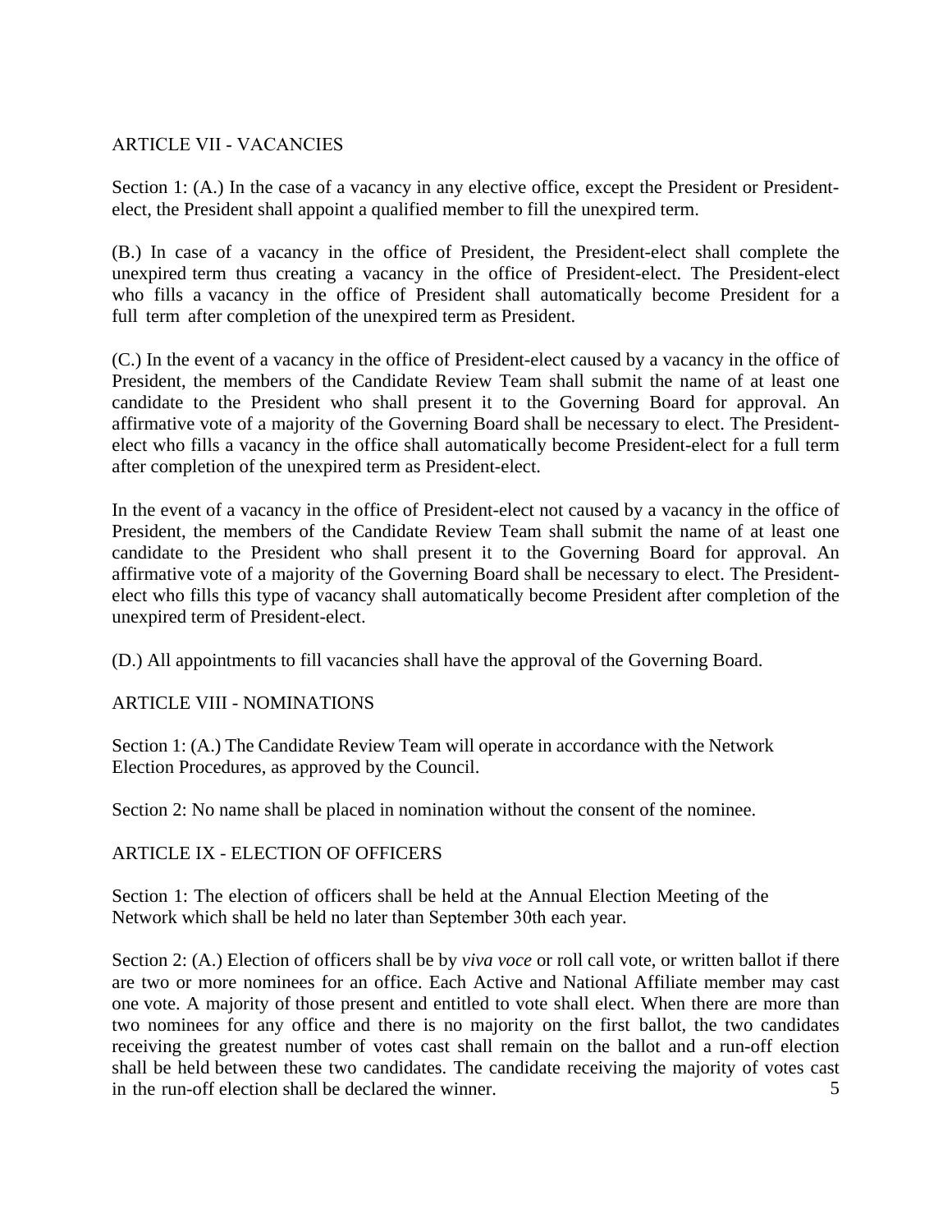## ARTICLE VII - VACANCIES

Section 1: (A.) In the case of a vacancy in any elective office, except the President or President-elect, the President shall appoint a qualified member to fill the unexpired term.

(B.) In case of a vacancy in the office of President, the President-elect shall complete the unexpired term thus creating a vacancy in the office of President-elect. The President-elect who fills a vacancy in the office of President shall automatically become President for a full term after completion of the unexpired term as President.

(C.) In the event of a vacancy in the office of President-elect caused by a vacancy in the office of President, the members of the Candidate Review Team shall submit the name of at least one candidate to the President who shall present it to the Governing Board for approval. An affirmative vote of a majority of the Governing Board shall be necessary to elect. The President-elect who fills a vacancy in the office shall automatically become President-elect for a full term after completion of the unexpired term as President-elect.

In the event of a vacancy in the office of President-elect not caused by a vacancy in the office of President, the members of the Candidate Review Team shall submit the name of at least one candidate to the President who shall present it to the Governing Board for approval. An affirmative vote of a majority of the Governing Board shall be necessary to elect. The President-elect who fills this type of vacancy shall automatically become President after completion of the unexpired term of President-elect.

(D.) All appointments to fill vacancies shall have the approval of the Governing Board.

## ARTICLE VIII - NOMINATIONS

Section 1: (A.) The Candidate Review Team will operate in accordance with the Network Election Procedures, as approved by the Council.

Section 2: No name shall be placed in nomination without the consent of the nominee.

## ARTICLE IX - ELECTION OF OFFICERS

Section 1: The election of officers shall be held at the Annual Election Meeting of the Network which shall be held no later than September 30th each year.

Section 2: (A.) Election of officers shall be by *viva voce* or roll call vote, or written ballot if there are two or more nominees for an office. Each Active and National Affiliate member may cast one vote. A majority of those present and entitled to vote shall elect. When there are more than two nominees for any office and there is no majority on the first ballot, the two candidates receiving the greatest number of votes cast shall remain on the ballot and a run-off election shall be held between these two candidates. The candidate receiving the majority of votes cast in the run-off election shall be declared the winner.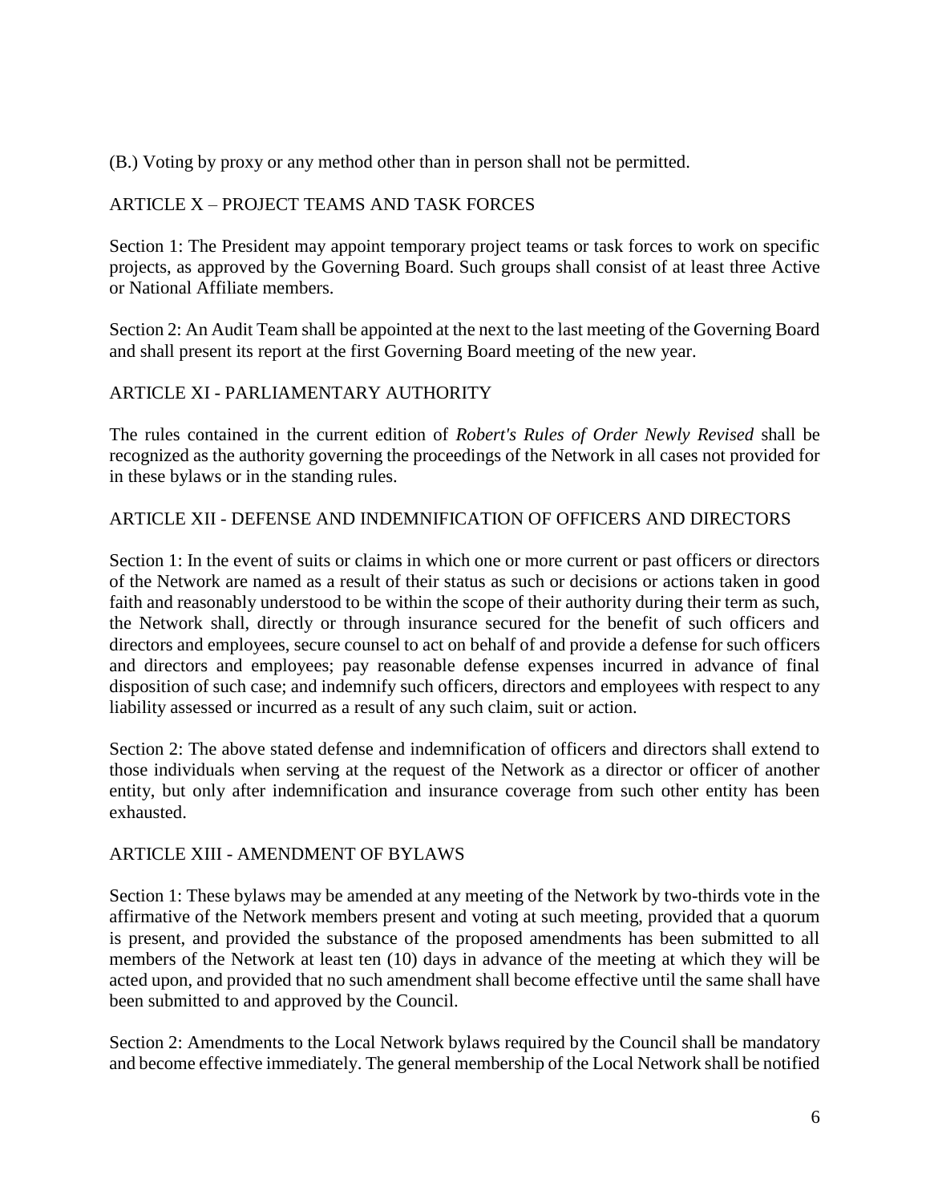(B.) Voting by proxy or any method other than in person shall not be permitted.

## ARTICLE X – PROJECT TEAMS AND TASK FORCES

Section 1: The President may appoint temporary project teams or task forces to work on specific projects, as approved by the Governing Board. Such groups shall consist of at least three Active or National Affiliate members.

Section 2: An Audit Team shall be appointed at the next to the last meeting of the Governing Board and shall present its report at the first Governing Board meeting of the new year.

## ARTICLE XI - PARLIAMENTARY AUTHORITY

The rules contained in the current edition of *Robert's Rules of Order Newly Revised* shall be recognized as the authority governing the proceedings of the Network in all cases not provided for in these bylaws or in the standing rules.

## ARTICLE XII - DEFENSE AND INDEMNIFICATION OF OFFICERS AND DIRECTORS

Section 1: In the event of suits or claims in which one or more current or past officers or directors of the Network are named as a result of their status as such or decisions or actions taken in good faith and reasonably understood to be within the scope of their authority during their term as such, the Network shall, directly or through insurance secured for the benefit of such officers and directors and employees, secure counsel to act on behalf of and provide a defense for such officers and directors and employees; pay reasonable defense expenses incurred in advance of final disposition of such case; and indemnify such officers, directors and employees with respect to any liability assessed or incurred as a result of any such claim, suit or action.

Section 2: The above stated defense and indemnification of officers and directors shall extend to those individuals when serving at the request of the Network as a director or officer of another entity, but only after indemnification and insurance coverage from such other entity has been exhausted.

## ARTICLE XIII - AMENDMENT OF BYLAWS

Section 1: These bylaws may be amended at any meeting of the Network by two-thirds vote in the affirmative of the Network members present and voting at such meeting, provided that a quorum is present, and provided the substance of the proposed amendments has been submitted to all members of the Network at least ten (10) days in advance of the meeting at which they will be acted upon, and provided that no such amendment shall become effective until the same shall have been submitted to and approved by the Council.

Section 2: Amendments to the Local Network bylaws required by the Council shall be mandatory and become effective immediately. The general membership of the Local Network shall be notified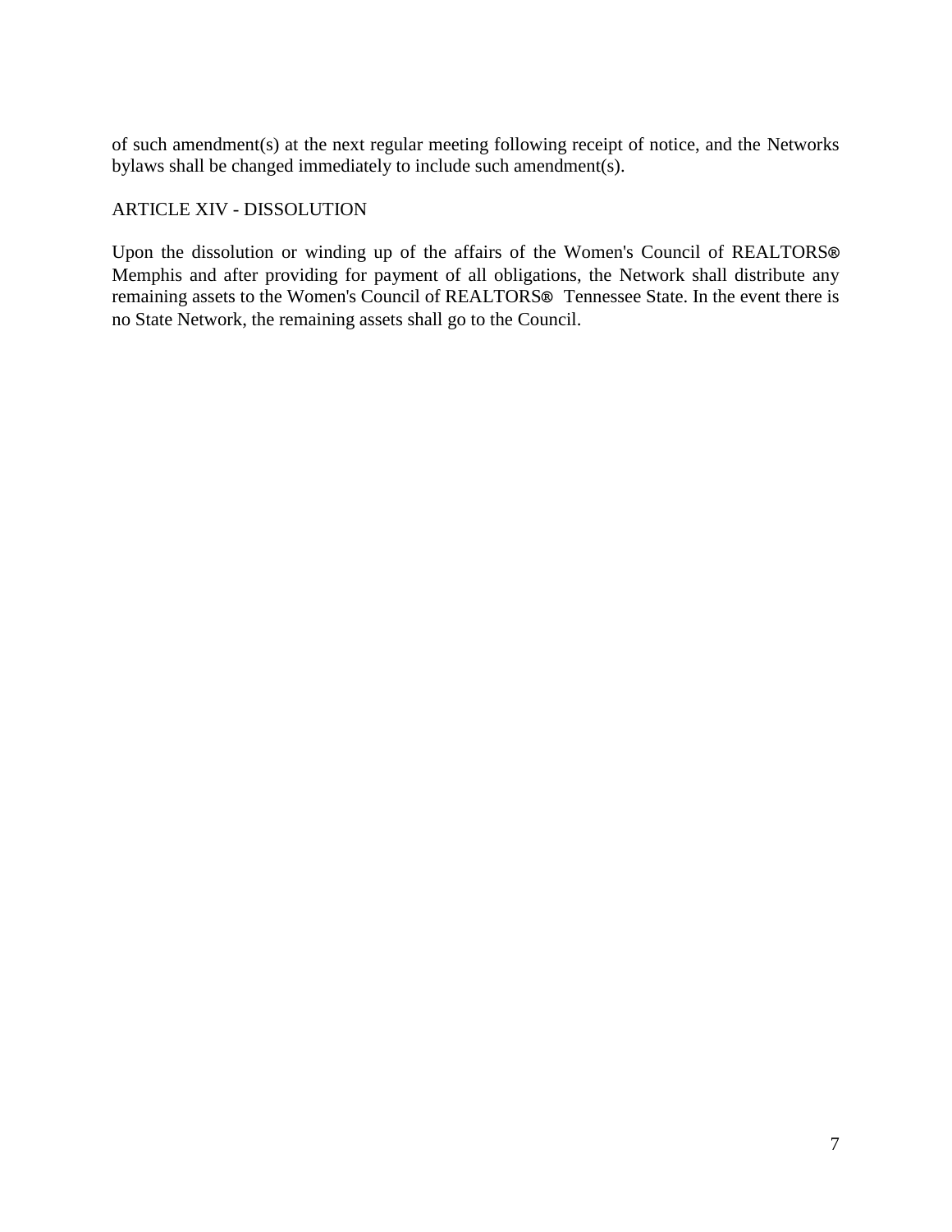of such amendment(s) at the next regular meeting following receipt of notice, and the Networks bylaws shall be changed immediately to include such amendment(s).

## ARTICLE XIV - DISSOLUTION

Upon the dissolution or winding up of the affairs of the Women's Council of REALTORS® Memphis and after providing for payment of all obligations, the Network shall distribute any remaining assets to the Women's Council of REALTORS® Tennessee State. In the event there is no State Network, the remaining assets shall go to the Council.